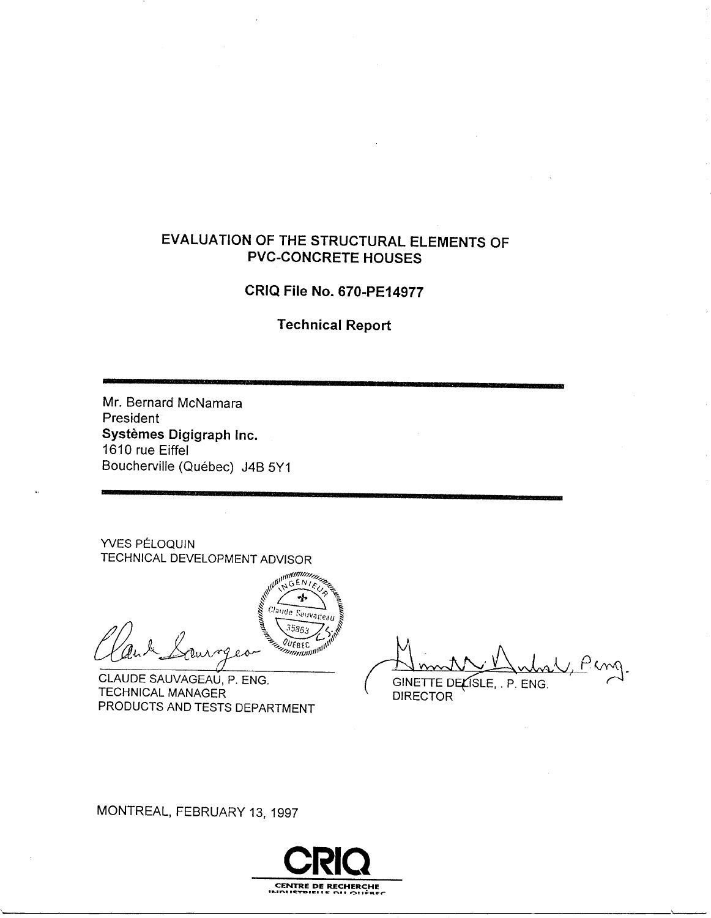# EVALUATION OF THE STRUCTURAL ELEMENTS OF PVC-CONCRETE HOUSES

## CRIQ File No. 670-PE14977

### Technical Report

---

Mr. Bernard McNamara
President
**Systèmes Digigraph Inc.**
1610 rue Eiffel
Boucherville (Québec) J4B 5Y1

---

YVES PÉLOQUIN
TECHNICAL DEVELOPMENT ADVISOR

INGÉNIEUR
Claude Sauvageau
35863
QUÉBEC

CLAUDE SAUVAGEAU, P. ENG.
TECHNICAL MANAGER
PRODUCTS AND TESTS DEPARTMENT

GINETTE DELISLE, . P. ENG.
DIRECTOR

MONTREAL, FEBRUARY 13, 1997

**CRIQ**
CENTRE DE RECHERCHE INDUSTRIELLE DU QUÉBEC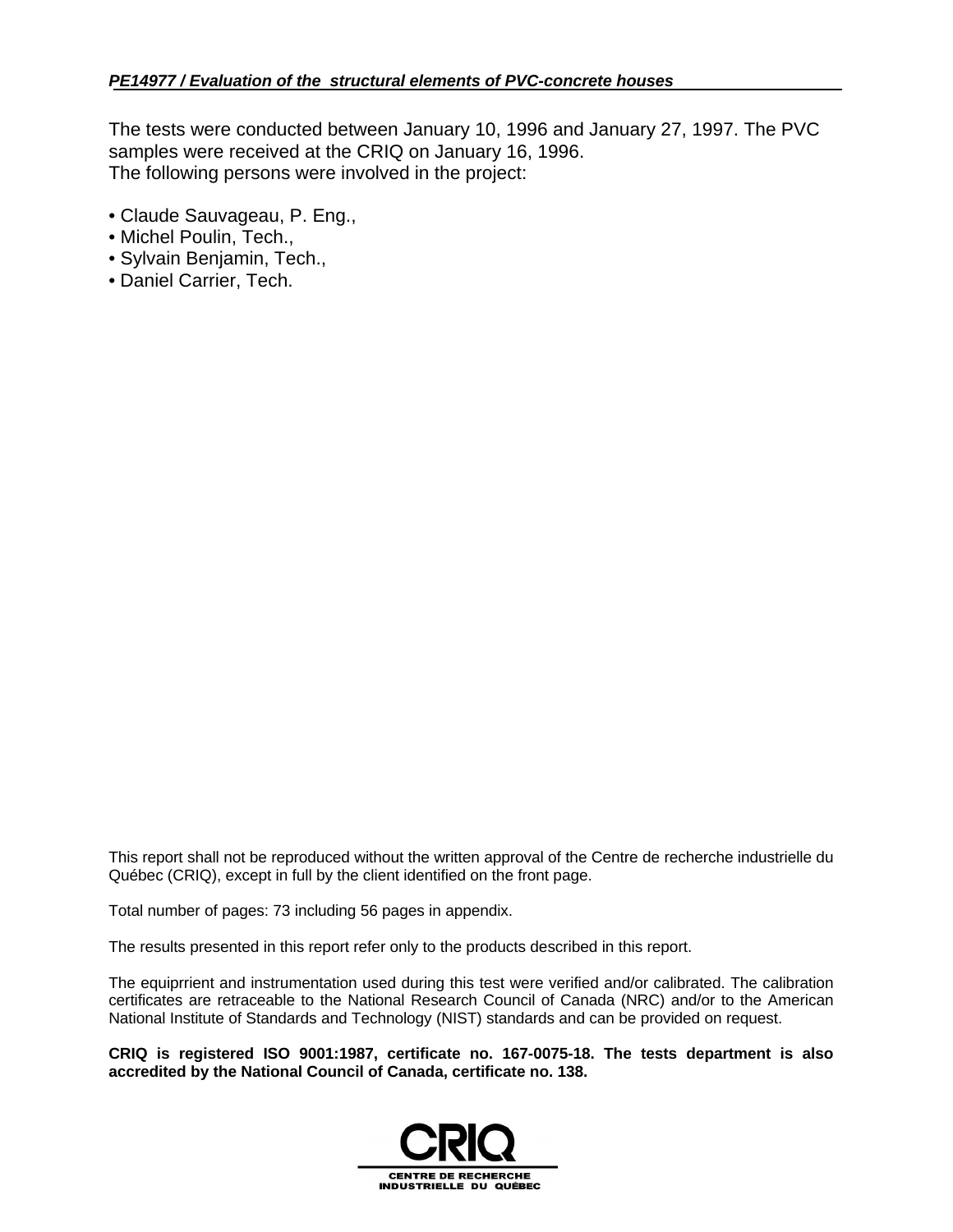The tests were conducted between January 10, 1996 and January 27, 1997. The PVC samples were received at the CRIQ on January 16, 1996.
The following persons were involved in the project:

- Claude Sauvageau, P. Eng.,
- Michel Poulin, Tech.,
- Sylvain Benjamin, Tech.,
- Daniel Carrier, Tech.

This report shall not be reproduced without the written approval of the Centre de recherche industrielle du Québec (CRIQ), except in full by the client identified on the front page.

Total number of pages: 73 including 56 pages in appendix.

The results presented in this report refer only to the products described in this report.

The equiprrient and instrumentation used during this test were verified and/or calibrated. The calibration certificates are retraceable to the National Research Council of Canada (NRC) and/or to the American National Institute of Standards and Technology (NIST) standards and can be provided on request.

**CRIQ is registered ISO 9001:1987, certificate no. 167-0075-18. The tests department is also accredited by the National Council of Canada, certificate no. 138.**

CRIQ
CENTRE DE RECHERCHE
INDUSTRIELLE DU QUÉBEC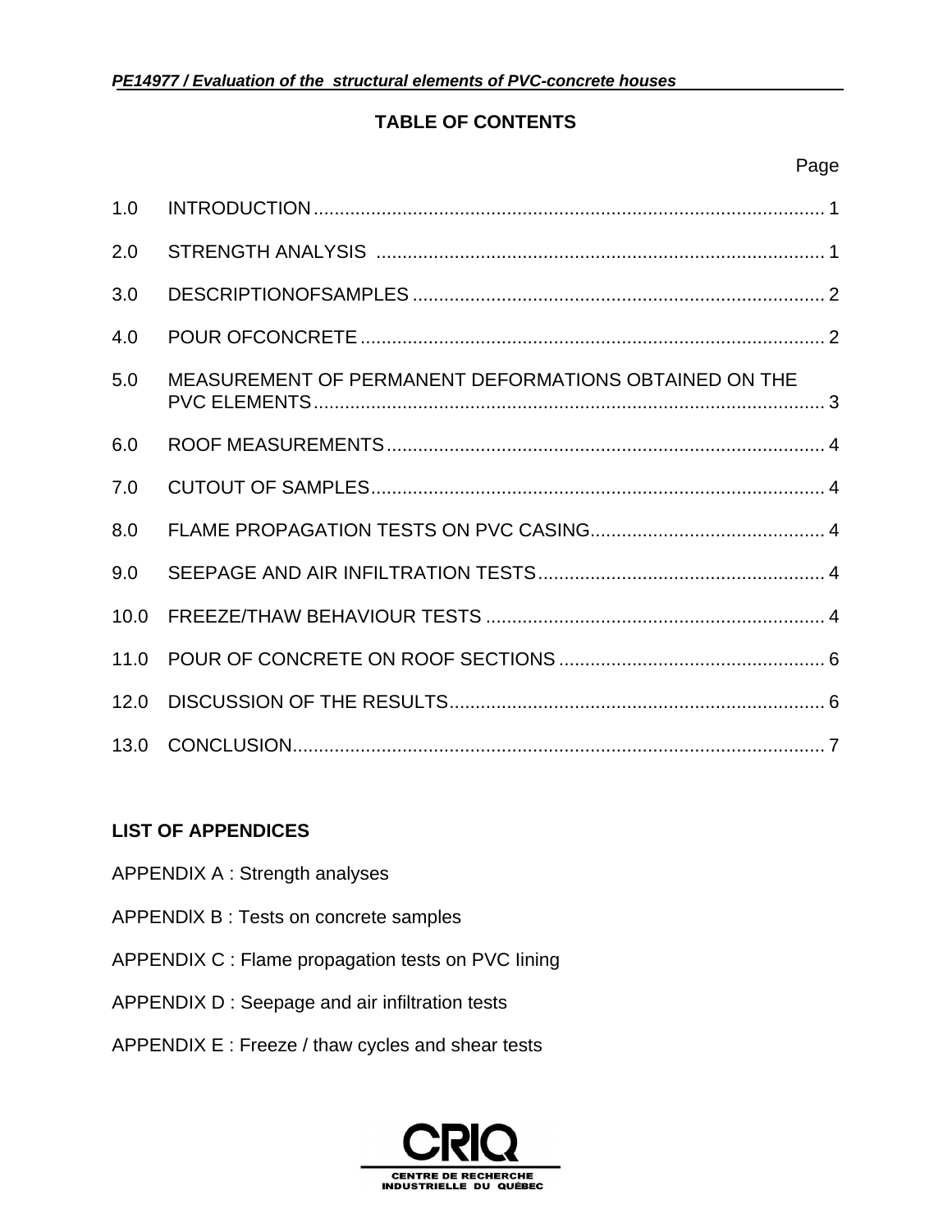## TABLE OF CONTENTS

| | | Page |
|---|---|---|
| 1.0 | INTRODUCTION | 1 |
| 2.0 | STRENGTH ANALYSIS | 1 |
| 3.0 | DESCRIPTIONOFSAMPLES | 2 |
| 4.0 | POUR OFCONCRETE | 2 |
| 5.0 | MEASUREMENT OF PERMANENT DEFORMATIONS OBTAINED ON THE PVC ELEMENTS | 3 |
| 6.0 | ROOF MEASUREMENTS | 4 |
| 7.0 | CUTOUT OF SAMPLES | 4 |
| 8.0 | FLAME PROPAGATION TESTS ON PVC CASING | 4 |
| 9.0 | SEEPAGE AND AIR INFILTRATION TESTS | 4 |
| 10.0 | FREEZE/THAW BEHAVIOUR TESTS | 4 |
| 11.0 | POUR OF CONCRETE ON ROOF SECTIONS | 6 |
| 12.0 | DISCUSSION OF THE RESULTS | 6 |
| 13.0 | CONCLUSION | 7 |

**LIST OF APPENDICES**

APPENDIX A : Strength analyses

APPENDlX B : Tests on concrete samples

APPENDIX C : Flame propagation tests on PVC Iining

APPENDIX D : Seepage and air infiltration tests

APPENDIX E : Freeze / thaw cycles and shear tests

CRIQ
CENTRE DE RECHERCHE INDUSTRIELLE DU QUÉBEC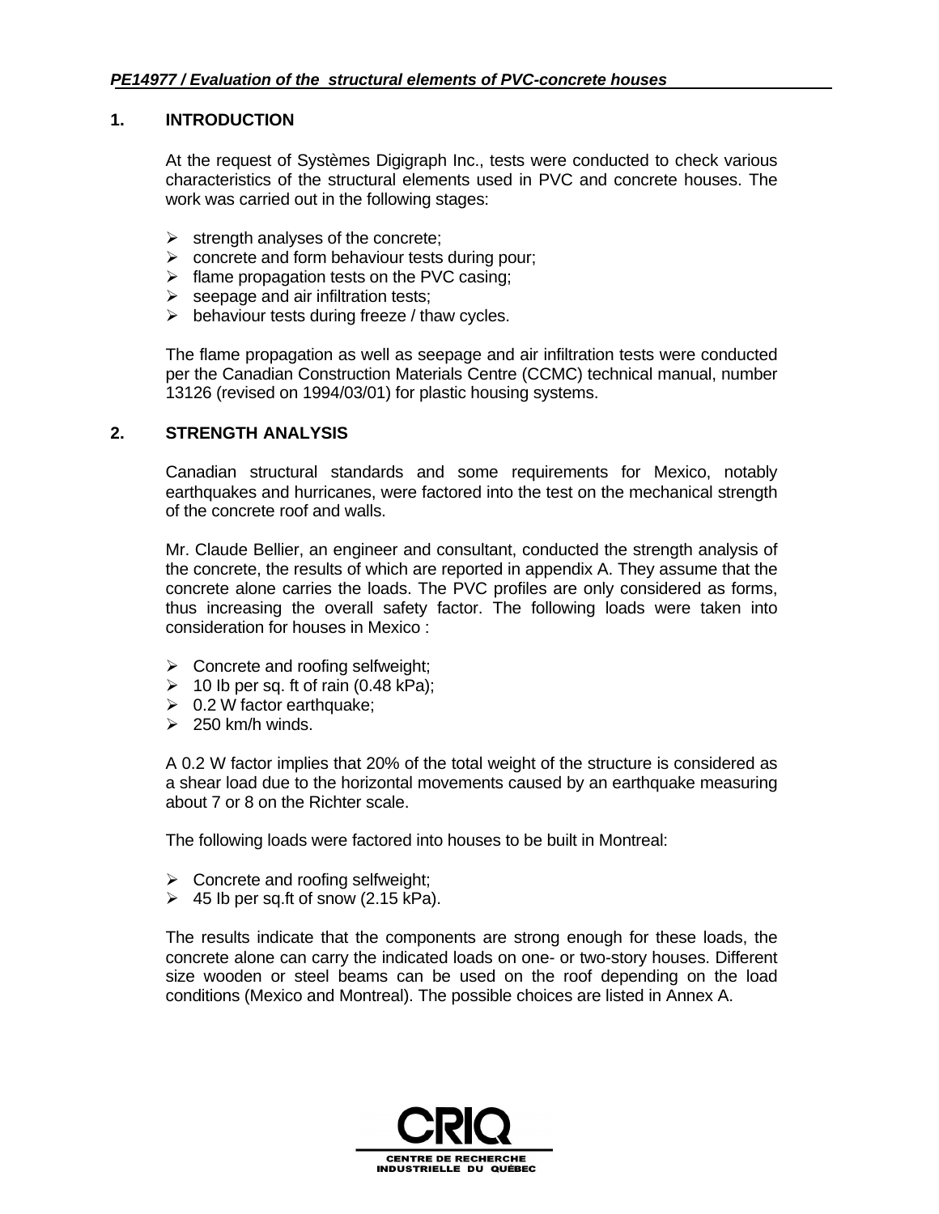## 1. INTRODUCTION

At the request of Systèmes Digigraph Inc., tests were conducted to check various characteristics of the structural elements used in PVC and concrete houses. The work was carried out in the following stages:

- strength analyses of the concrete;
- concrete and form behaviour tests during pour;
- flame propagation tests on the PVC casing;
- seepage and air infiltration tests;
- behaviour tests during freeze / thaw cycles.

The flame propagation as well as seepage and air infiltration tests were conducted per the Canadian Construction Materials Centre (CCMC) technical manual, number 13126 (revised on 1994/03/01) for plastic housing systems.

## 2. STRENGTH ANALYSIS

Canadian structural standards and some requirements for Mexico, notably earthquakes and hurricanes, were factored into the test on the mechanical strength of the concrete roof and walls.

Mr. Claude Bellier, an engineer and consultant, conducted the strength analysis of the concrete, the results of which are reported in appendix A. They assume that the concrete alone carries the loads. The PVC profiles are only considered as forms, thus increasing the overall safety factor. The following loads were taken into consideration for houses in Mexico :

- Concrete and roofing selfweight;
- 10 Ib per sq. ft of rain (0.48 kPa);
- 0.2 W factor earthquake;
- 250 km/h winds.

A 0.2 W factor implies that 20% of the total weight of the structure is considered as a shear load due to the horizontal movements caused by an earthquake measuring about 7 or 8 on the Richter scale.

The following loads were factored into houses to be built in Montreal:

- Concrete and roofing selfweight;
- 45 Ib per sq.ft of snow (2.15 kPa).

The results indicate that the components are strong enough for these loads, the concrete alone can carry the indicated loads on one- or two-story houses. Different size wooden or steel beams can be used on the roof depending on the load conditions (Mexico and Montreal). The possible choices are listed in Annex A.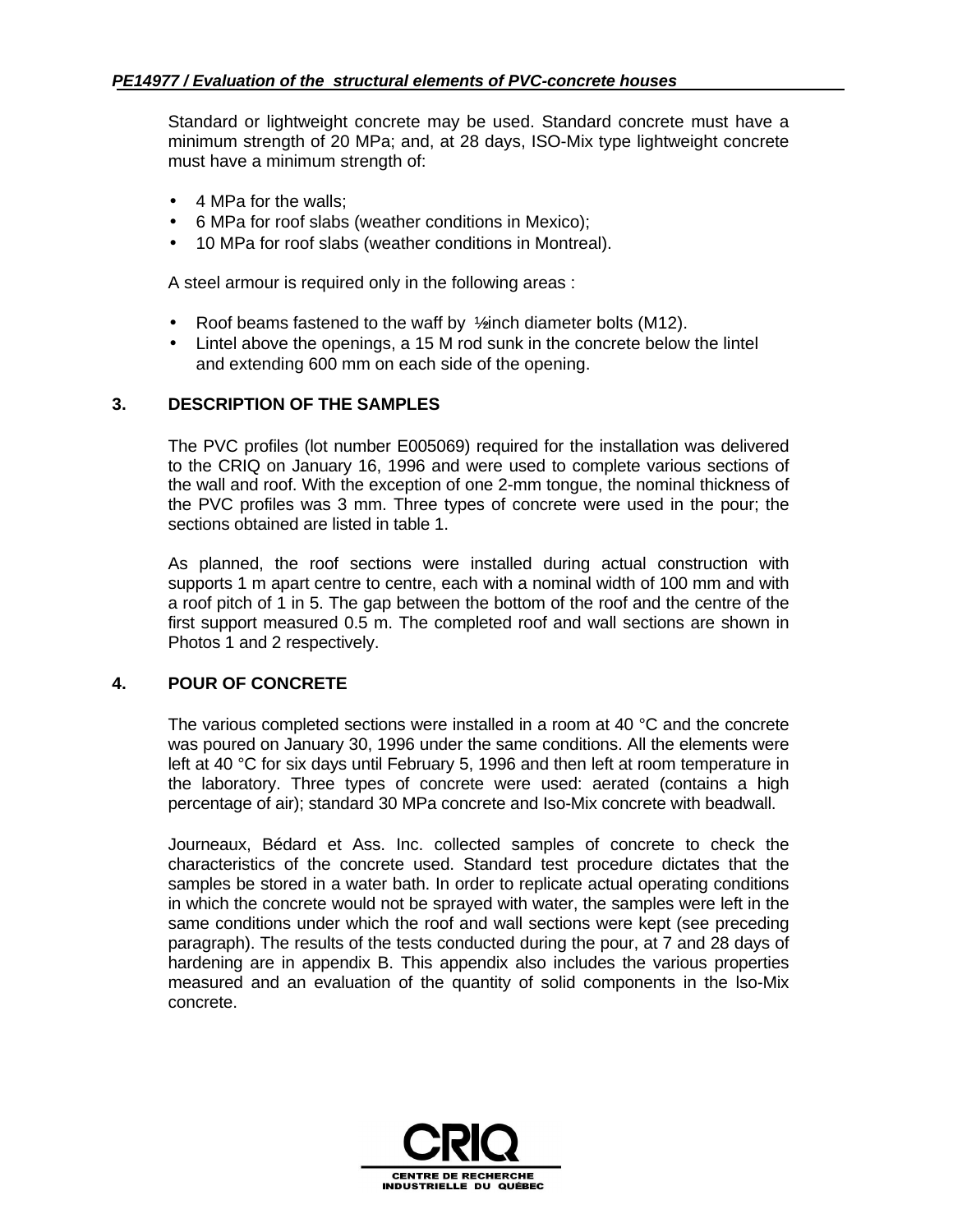Standard or lightweight concrete may be used. Standard concrete must have a minimum strength of 20 MPa; and, at 28 days, ISO-Mix type lightweight concrete must have a minimum strength of:

- 4 MPa for the walls;
- 6 MPa for roof slabs (weather conditions in Mexico);
- 10 MPa for roof slabs (weather conditions in Montreal).

A steel armour is required only in the following areas :

- Roof beams fastened to the waff by ½inch diameter bolts (M12).
- Lintel above the openings, a 15 M rod sunk in the concrete below the lintel and extending 600 mm on each side of the opening.

## 3. DESCRIPTION OF THE SAMPLES

The PVC profiles (lot number E005069) required for the installation was delivered to the CRIQ on January 16, 1996 and were used to complete various sections of the wall and roof. With the exception of one 2-mm tongue, the nominal thickness of the PVC profiles was 3 mm. Three types of concrete were used in the pour; the sections obtained are listed in table 1.

As planned, the roof sections were installed during actual construction with supports 1 m apart centre to centre, each with a nominal width of 100 mm and with a roof pitch of 1 in 5. The gap between the bottom of the roof and the centre of the first support measured 0.5 m. The completed roof and wall sections are shown in Photos 1 and 2 respectively.

## 4. POUR OF CONCRETE

The various completed sections were installed in a room at 40 °C and the concrete was poured on January 30, 1996 under the same conditions. All the elements were left at 40 °C for six days until February 5, 1996 and then left at room temperature in the laboratory. Three types of concrete were used: aerated (contains a high percentage of air); standard 30 MPa concrete and Iso-Mix concrete with beadwall.

Journeaux, Bédard et Ass. Inc. collected samples of concrete to check the characteristics of the concrete used. Standard test procedure dictates that the samples be stored in a water bath. In order to replicate actual operating conditions in which the concrete would not be sprayed with water, the samples were left in the same conditions under which the roof and wall sections were kept (see preceding paragraph). The results of the tests conducted during the pour, at 7 and 28 days of hardening are in appendix B. This appendix also includes the various properties measured and an evaluation of the quantity of solid components in the lso-Mix concrete.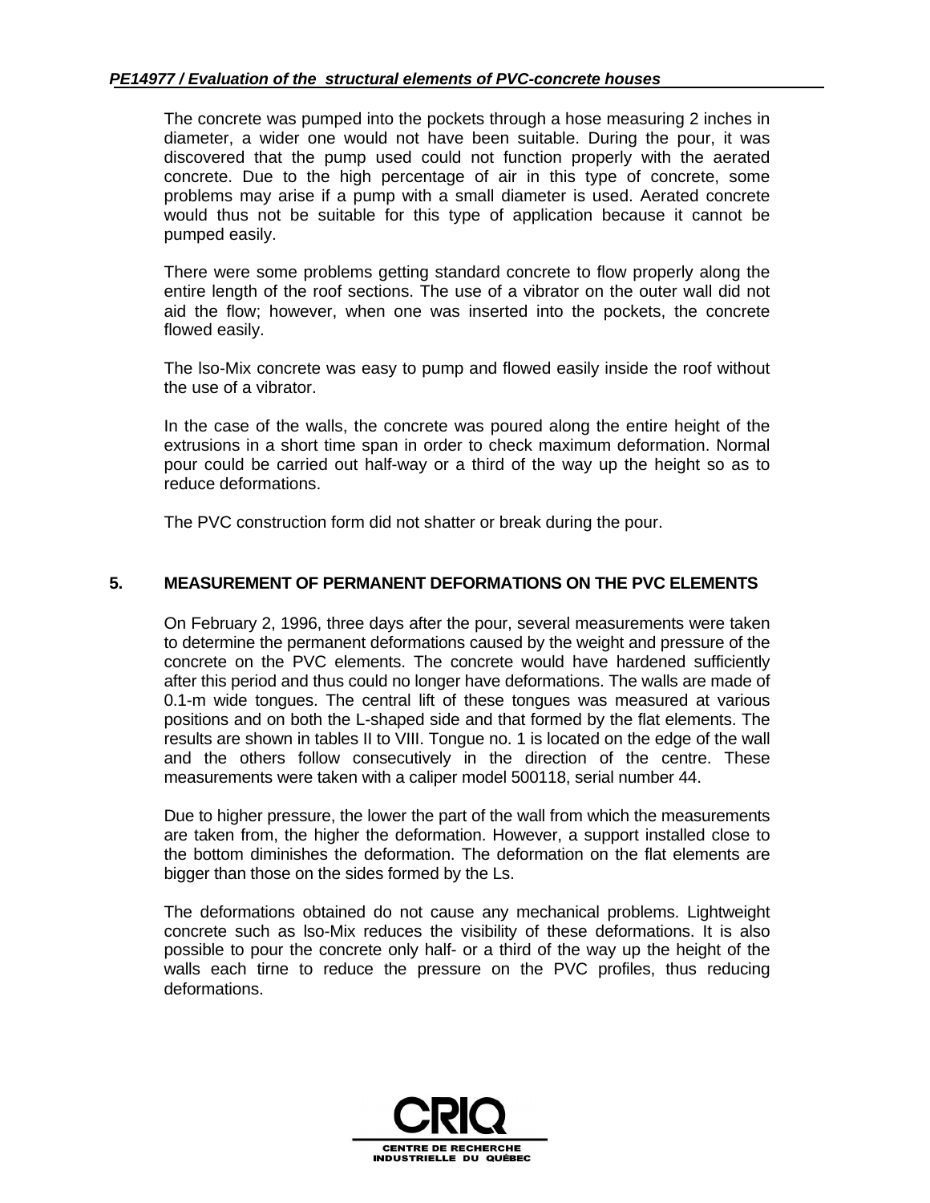The concrete was pumped into the pockets through a hose measuring 2 inches in diameter, a wider one would not have been suitable. During the pour, it was discovered that the pump used could not function properly with the aerated concrete. Due to the high percentage of air in this type of concrete, some problems may arise if a pump with a small diameter is used. Aerated concrete would thus not be suitable for this type of application because it cannot be pumped easily.

There were some problems getting standard concrete to flow properly along the entire length of the roof sections. The use of a vibrator on the outer wall did not aid the flow; however, when one was inserted into the pockets, the concrete flowed easily.

The lso-Mix concrete was easy to pump and flowed easily inside the roof without the use of a vibrator.

In the case of the walls, the concrete was poured along the entire height of the extrusions in a short time span in order to check maximum deformation. Normal pour could be carried out half-way or a third of the way up the height so as to reduce deformations.

The PVC construction form did not shatter or break during the pour.

## 5. MEASUREMENT OF PERMANENT DEFORMATIONS ON THE PVC ELEMENTS

On February 2, 1996, three days after the pour, several measurements were taken to determine the permanent deformations caused by the weight and pressure of the concrete on the PVC elements. The concrete would have hardened sufficiently after this period and thus could no longer have deformations. The walls are made of 0.1-m wide tongues. The central lift of these tongues was measured at various positions and on both the L-shaped side and that formed by the flat elements. The results are shown in tables II to VIII. Tongue no. 1 is located on the edge of the wall and the others follow consecutively in the direction of the centre. These measurements were taken with a caliper model 500118, serial number 44.

Due to higher pressure, the lower the part of the wall from which the measurements are taken from, the higher the deformation. However, a support installed close to the bottom diminishes the deformation. The deformation on the flat elements are bigger than those on the sides formed by the Ls.

The deformations obtained do not cause any mechanical problems. Lightweight concrete such as lso-Mix reduces the visibility of these deformations. It is also possible to pour the concrete only half- or a third of the way up the height of the walls each tirne to reduce the pressure on the PVC profiles, thus reducing deformations.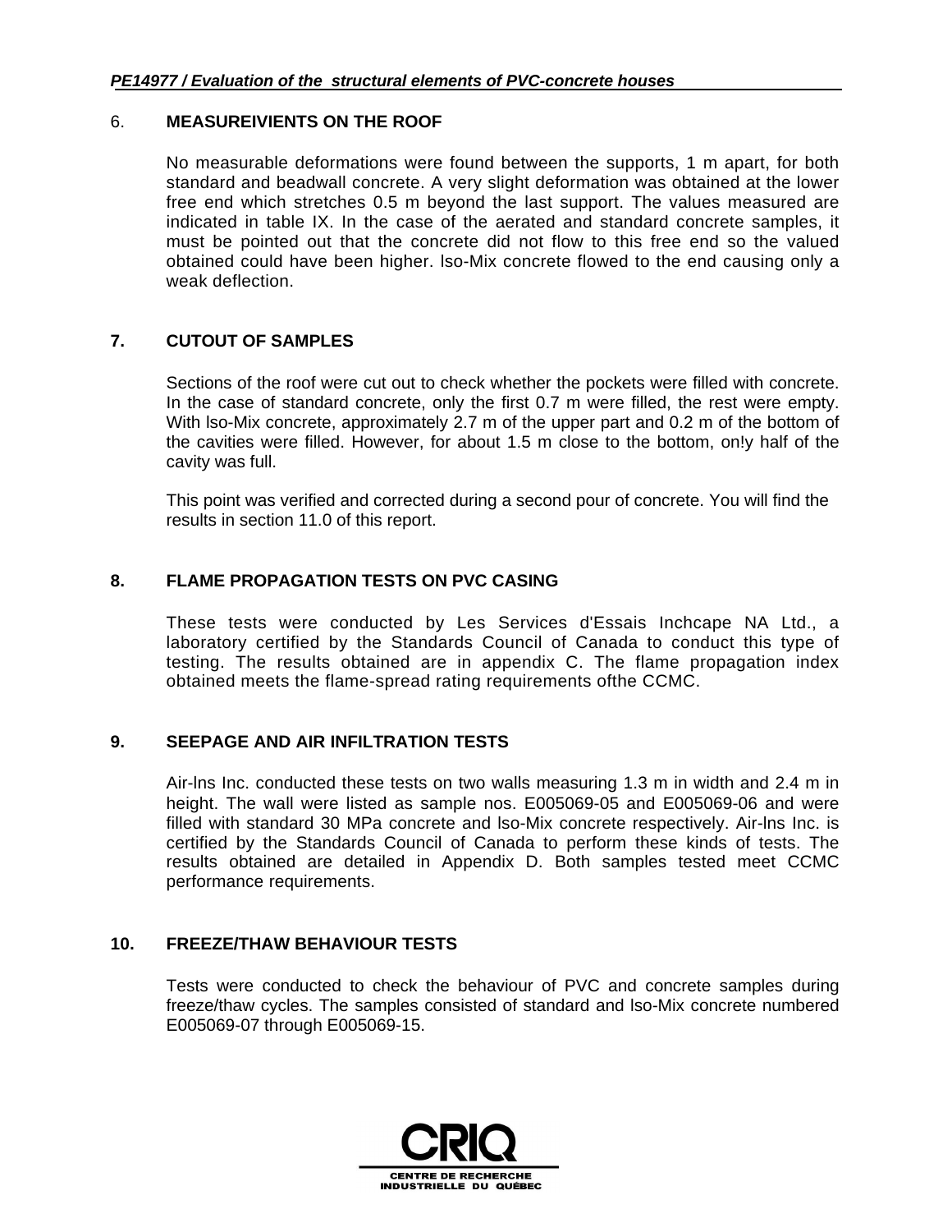## 6. MEASUREIVIENTS ON THE ROOF

No measurable deformations were found between the supports, 1 m apart, for both standard and beadwall concrete. A very slight deformation was obtained at the lower free end which stretches 0.5 m beyond the last support. The values measured are indicated in table IX. In the case of the aerated and standard concrete samples, it must be pointed out that the concrete did not flow to this free end so the valued obtained could have been higher. lso-Mix concrete flowed to the end causing only a weak deflection.

## 7. CUTOUT OF SAMPLES

Sections of the roof were cut out to check whether the pockets were filled with concrete. In the case of standard concrete, only the first 0.7 m were filled, the rest were empty. With lso-Mix concrete, approximately 2.7 m of the upper part and 0.2 m of the bottom of the cavities were filled. However, for about 1.5 m close to the bottom, on!y half of the cavity was full.

This point was verified and corrected during a second pour of concrete. You will find the results in section 11.0 of this report.

## 8. FLAME PROPAGATION TESTS ON PVC CASING

These tests were conducted by Les Services d'Essais Inchcape NA Ltd., a laboratory certified by the Standards Council of Canada to conduct this type of testing. The results obtained are in appendix C. The flame propagation index obtained meets the flame-spread rating requirements ofthe CCMC.

## 9. SEEPAGE AND AIR INFILTRATION TESTS

Air-lns Inc. conducted these tests on two walls measuring 1.3 m in width and 2.4 m in height. The wall were listed as sample nos. E005069-05 and E005069-06 and were filled with standard 30 MPa concrete and lso-Mix concrete respectively. Air-lns Inc. is certified by the Standards Council of Canada to perform these kinds of tests. The results obtained are detailed in Appendix D. Both samples tested meet CCMC performance requirements.

## 10. FREEZE/THAW BEHAVIOUR TESTS

Tests were conducted to check the behaviour of PVC and concrete samples during freeze/thaw cycles. The samples consisted of standard and lso-Mix concrete numbered E005069-07 through E005069-15.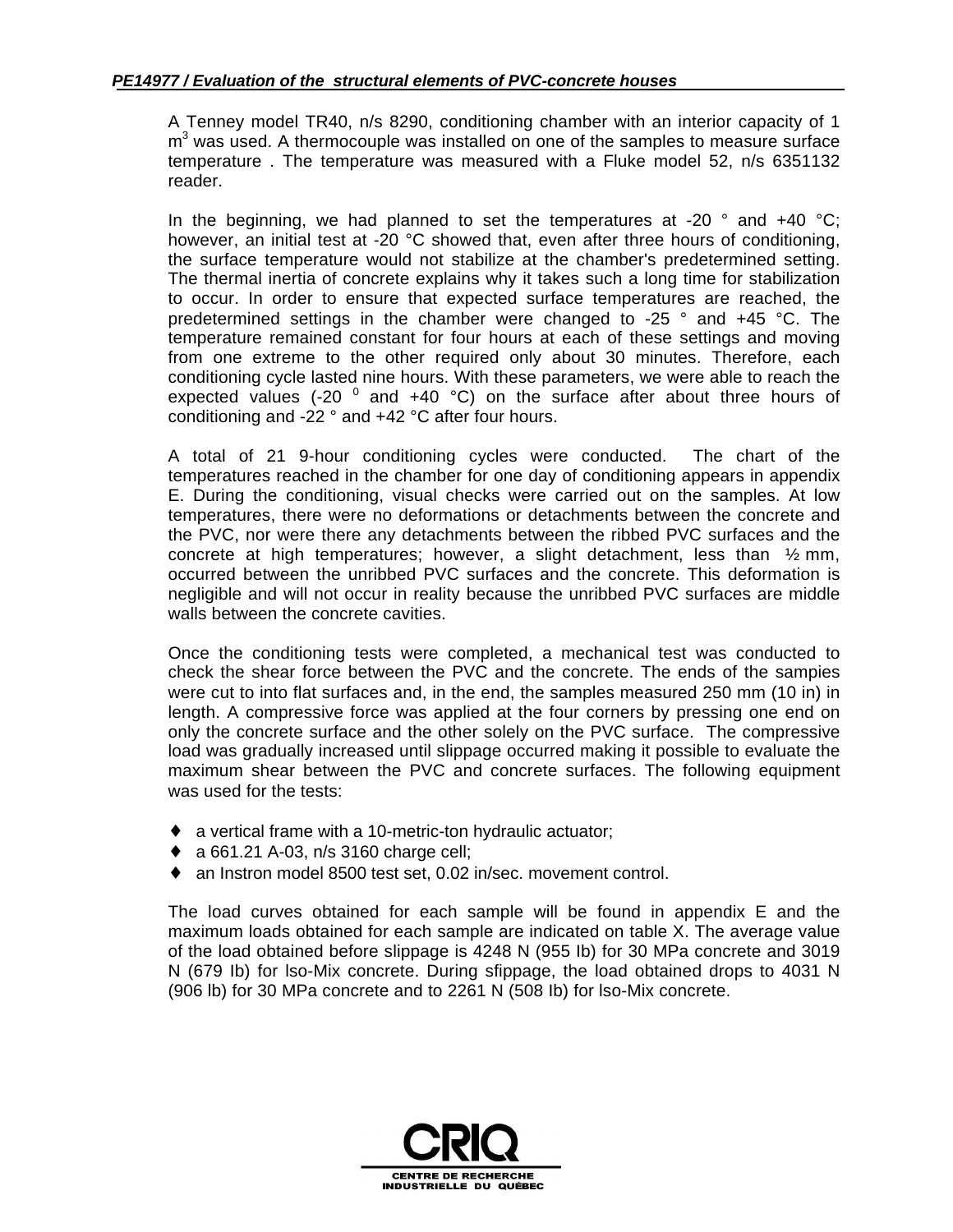A Tenney model TR40, n/s 8290, conditioning chamber with an interior capacity of 1 $m^3$ was used. A thermocouple was installed on one of the samples to measure surface temperature . The temperature was measured with a Fluke model 52, n/s 6351132 reader.

In the beginning, we had planned to set the temperatures at -20 ° and +40 °C; however, an initial test at -20 °C showed that, even after three hours of conditioning, the surface temperature would not stabilize at the chamber's predetermined setting. The thermal inertia of concrete explains why it takes such a long time for stabilization to occur. In order to ensure that expected surface temperatures are reached, the predetermined settings in the chamber were changed to -25 ° and +45 °C. The temperature remained constant for four hours at each of these settings and moving from one extreme to the other required only about 30 minutes. Therefore, each conditioning cycle lasted nine hours. With these parameters, we were able to reach the expected values (-20 $^0$ and +40 °C) on the surface after about three hours of conditioning and -22 ° and +42 °C after four hours.

A total of 21 9-hour conditioning cycles were conducted. The chart of the temperatures reached in the chamber for one day of conditioning appears in appendix E. During the conditioning, visual checks were carried out on the samples. At low temperatures, there were no deformations or detachments between the concrete and the PVC, nor were there any detachments between the ribbed PVC surfaces and the concrete at high temperatures; however, a slight detachment, less than ½ mm, occurred between the unribbed PVC surfaces and the concrete. This deformation is negligible and will not occur in reality because the unribbed PVC surfaces are middle walls between the concrete cavities.

Once the conditioning tests were completed, a mechanical test was conducted to check the shear force between the PVC and the concrete. The ends of the sampies were cut to into flat surfaces and, in the end, the samples measured 250 mm (10 in) in length. A compressive force was applied at the four corners by pressing one end on only the concrete surface and the other solely on the PVC surface. The compressive load was gradually increased until slippage occurred making it possible to evaluate the maximum shear between the PVC and concrete surfaces. The following equipment was used for the tests:

- a vertical frame with a 10-metric-ton hydraulic actuator;
- a 661.21 A-03, n/s 3160 charge cell;
- an Instron model 8500 test set, 0.02 in/sec. movement control.

The load curves obtained for each sample will be found in appendix E and the maximum loads obtained for each sample are indicated on table X. The average value of the load obtained before slippage is 4248 N (955 Ib) for 30 MPa concrete and 3019 N (679 Ib) for lso-Mix concrete. During sfippage, the load obtained drops to 4031 N (906 lb) for 30 MPa concrete and to 2261 N (508 Ib) for lso-Mix concrete.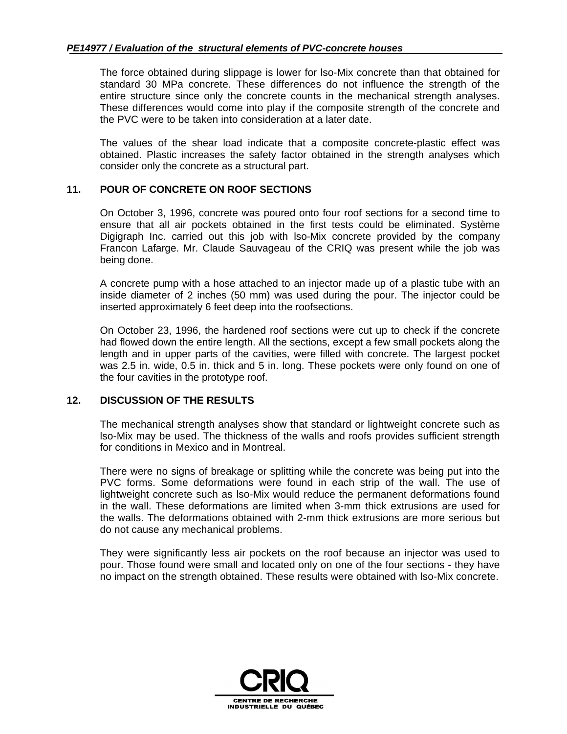The force obtained during slippage is lower for lso-Mix concrete than that obtained for standard 30 MPa concrete. These differences do not influence the strength of the entire structure since only the concrete counts in the mechanical strength analyses. These differences would come into play if the composite strength of the concrete and the PVC were to be taken into consideration at a later date.

The values of the shear load indicate that a composite concrete-plastic effect was obtained. Plastic increases the safety factor obtained in the strength analyses which consider only the concrete as a structural part.

## 11. POUR OF CONCRETE ON ROOF SECTIONS

On October 3, 1996, concrete was poured onto four roof sections for a second time to ensure that all air pockets obtained in the first tests could be eliminated. Système Digigraph Inc. carried out this job with lso-Mix concrete provided by the company Francon Lafarge. Mr. Claude Sauvageau of the CRIQ was present while the job was being done.

A concrete pump with a hose attached to an injector made up of a plastic tube with an inside diameter of 2 inches (50 mm) was used during the pour. The injector could be inserted approximately 6 feet deep into the roofsections.

On October 23, 1996, the hardened roof sections were cut up to check if the concrete had flowed down the entire length. All the sections, except a few small pockets along the length and in upper parts of the cavities, were filled with concrete. The largest pocket was 2.5 in. wide, 0.5 in. thick and 5 in. long. These pockets were only found on one of the four cavities in the prototype roof.

## 12. DISCUSSION OF THE RESULTS

The mechanical strength analyses show that standard or lightweight concrete such as lso-Mix may be used. The thickness of the walls and roofs provides sufficient strength for conditions in Mexico and in Montreal.

There were no signs of breakage or splitting while the concrete was being put into the PVC forms. Some deformations were found in each strip of the wall. The use of lightweight concrete such as lso-Mix would reduce the permanent deformations found in the wall. These deformations are limited when 3-mm thick extrusions are used for the walls. The deformations obtained with 2-mm thick extrusions are more serious but do not cause any mechanical problems.

They were significantly less air pockets on the roof because an injector was used to pour. Those found were small and located only on one of the four sections - they have no impact on the strength obtained. These results were obtained with lso-Mix concrete.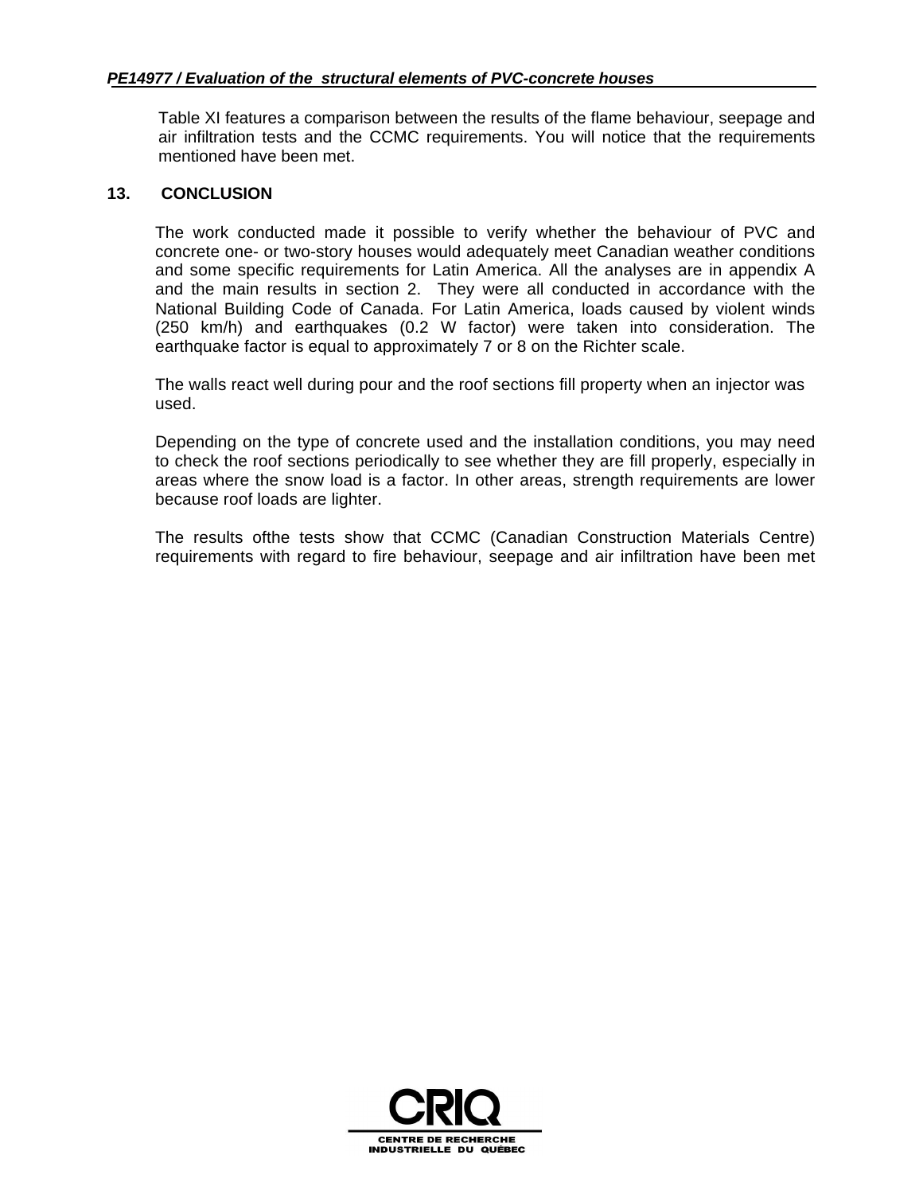Table XI features a comparison between the results of the flame behaviour, seepage and air infiltration tests and the CCMC requirements. You will notice that the requirements mentioned have been met.

## 13. CONCLUSION

The work conducted made it possible to verify whether the behaviour of PVC and concrete one- or two-story houses would adequately meet Canadian weather conditions and some specific requirements for Latin America. All the analyses are in appendix A and the main results in section 2. They were all conducted in accordance with the National Building Code of Canada. For Latin America, loads caused by violent winds (250 km/h) and earthquakes (0.2 W factor) were taken into consideration. The earthquake factor is equal to approximately 7 or 8 on the Richter scale.

The walls react well during pour and the roof sections fill property when an injector was used.

Depending on the type of concrete used and the installation conditions, you may need to check the roof sections periodically to see whether they are fill properly, especially in areas where the snow load is a factor. In other areas, strength requirements are lower because roof loads are lighter.

The results ofthe tests show that CCMC (Canadian Construction Materials Centre) requirements with regard to fire behaviour, seepage and air infiltration have been met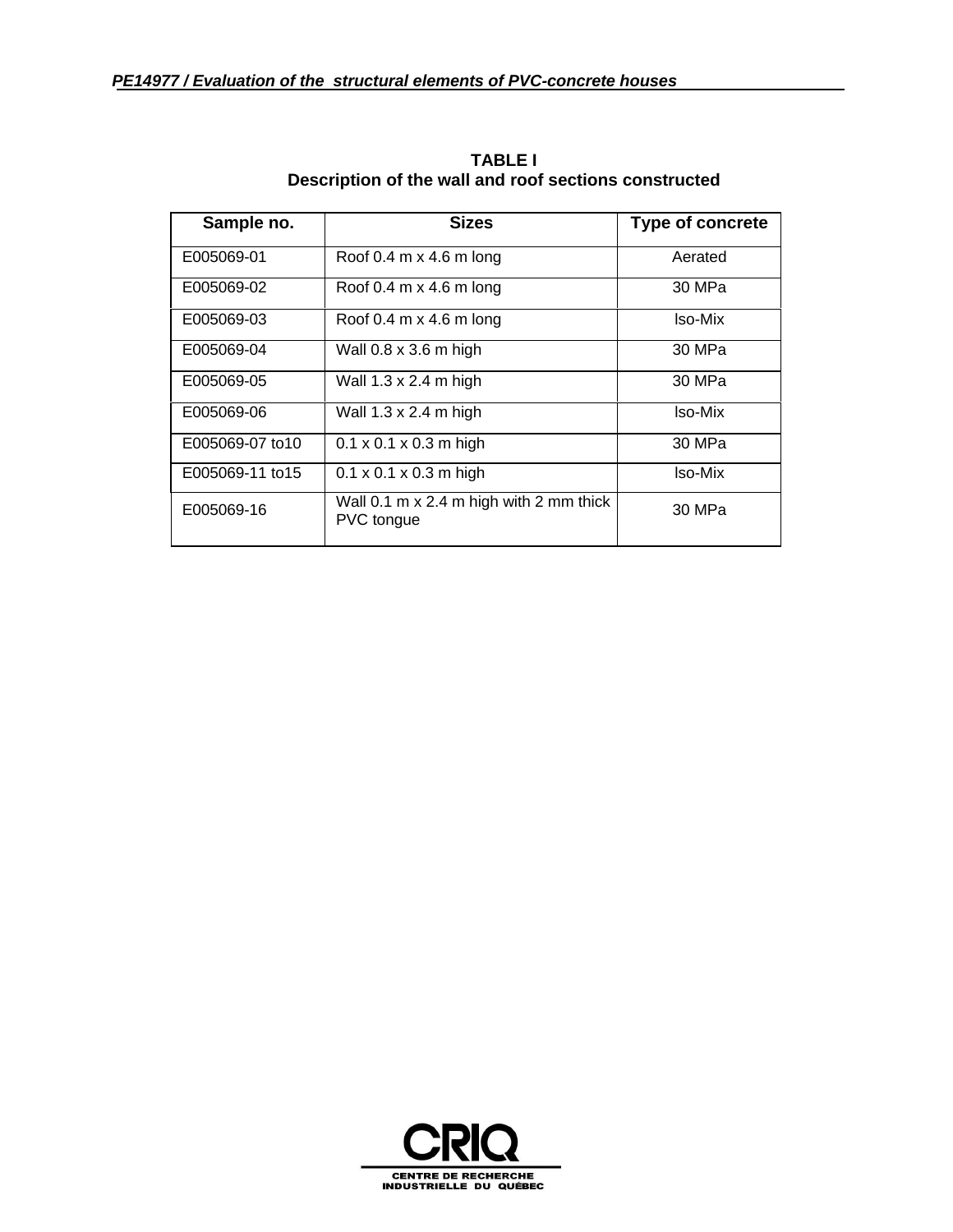**TABLE I**
**Description of the wall and roof sections constructed**

| Sample no. | Sizes | Type of concrete |
|---|---|---|
| E005069-01 | Roof 0.4 m x 4.6 m long | Aerated |
| E005069-02 | Roof 0.4 m x 4.6 m long | 30 MPa |
| E005069-03 | Roof 0.4 m x 4.6 m long | Iso-Mix |
| E005069-04 | Wall 0.8 x 3.6 m high | 30 MPa |
| E005069-05 | Wall 1.3 x 2.4 m high | 30 MPa |
| E005069-06 | Wall 1.3 x 2.4 m high | Iso-Mix |
| E005069-07 to10 | 0.1 x 0.1 x 0.3 m high | 30 MPa |
| E005069-11 to15 | 0.1 x 0.1 x 0.3 m high | Iso-Mix |
| E005069-16 | Wall 0.1 m x 2.4 m high with 2 mm thick PVC tongue | 30 MPa |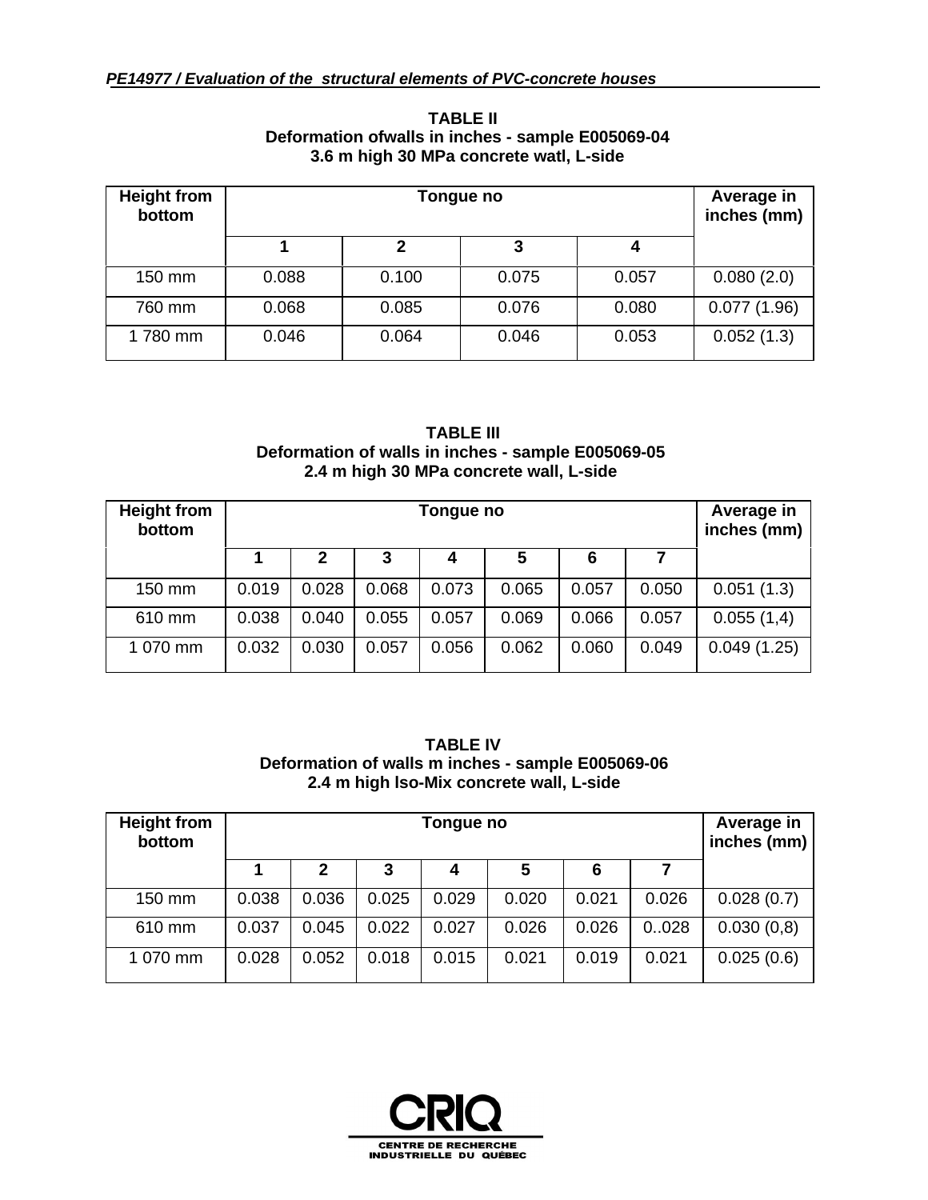**TABLE II**
**Deformation ofwalls in inches - sample E005069-04**
**3.6 m high 30 MPa concrete watl, L-side**

| Height from bottom | Tongue no | | | | Average in inches (mm) |
|---|---|---|---|---|---|
| | 1 | 2 | 3 | 4 | |
| 150 mm | 0.088 | 0.100 | 0.075 | 0.057 | 0.080 (2.0) |
| 760 mm | 0.068 | 0.085 | 0.076 | 0.080 | 0.077 (1.96) |
| 1 780 mm | 0.046 | 0.064 | 0.046 | 0.053 | 0.052 (1.3) |

**TABLE III**
**Deformation of walls in inches - sample E005069-05**
**2.4 m high 30 MPa concrete wall, L-side**

| Height from bottom | Tongue no | | | | | | | Average in inches (mm) |
|---|---|---|---|---|---|---|---|---|
| | 1 | 2 | 3 | 4 | 5 | 6 | 7 | |
| 150 mm | 0.019 | 0.028 | 0.068 | 0.073 | 0.065 | 0.057 | 0.050 | 0.051 (1.3) |
| 610 mm | 0.038 | 0.040 | 0.055 | 0.057 | 0.069 | 0.066 | 0.057 | 0.055 (1,4) |
| 1 070 mm | 0.032 | 0.030 | 0.057 | 0.056 | 0.062 | 0.060 | 0.049 | 0.049 (1.25) |

**TABLE IV**
**Deformation of walls m inches - sample E005069-06**
**2.4 m high lso-Mix concrete wall, L-side**

| Height from bottom | Tongue no | | | | | | | Average in inches (mm) |
|---|---|---|---|---|---|---|---|---|
| | 1 | 2 | 3 | 4 | 5 | 6 | 7 | |
| 150 mm | 0.038 | 0.036 | 0.025 | 0.029 | 0.020 | 0.021 | 0.026 | 0.028 (0.7) |
| 610 mm | 0.037 | 0.045 | 0.022 | 0.027 | 0.026 | 0.026 | 0..028 | 0.030 (0,8) |
| 1 070 mm | 0.028 | 0.052 | 0.018 | 0.015 | 0.021 | 0.019 | 0.021 | 0.025 (0.6) |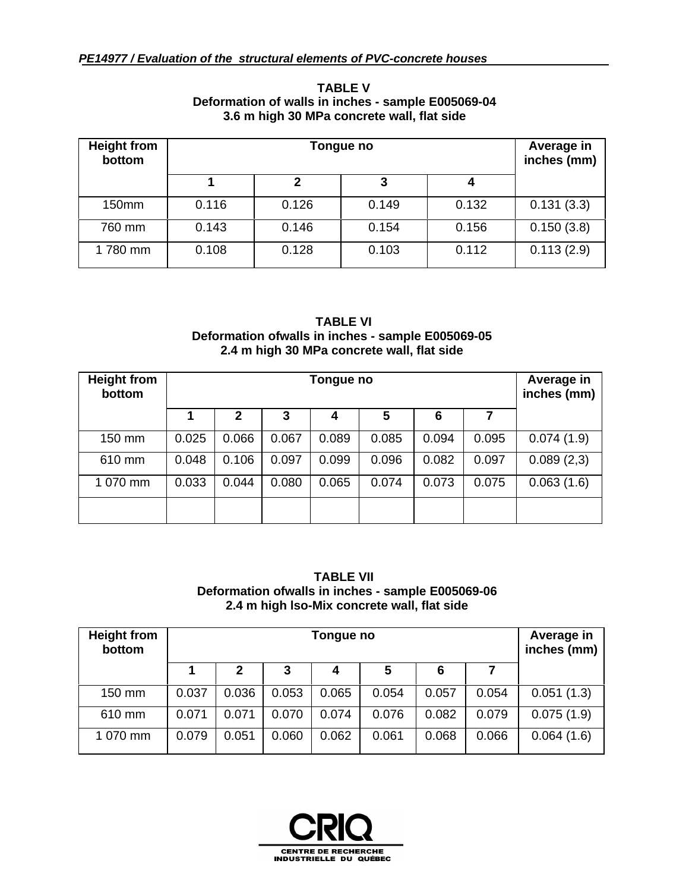**TABLE V**
**Deformation of walls in inches - sample E005069-04**
**3.6 m high 30 MPa concrete wall, flat side**

| Height from bottom | Tongue no | | | | Average in inches (mm) |
|---|---|---|---|---|---|
| | 1 | 2 | 3 | 4 | |
| 150mm | 0.116 | 0.126 | 0.149 | 0.132 | 0.131 (3.3) |
| 760 mm | 0.143 | 0.146 | 0.154 | 0.156 | 0.150 (3.8) |
| 1 780 mm | 0.108 | 0.128 | 0.103 | 0.112 | 0.113 (2.9) |

**TABLE VI**
**Deformation ofwalls in inches - sample E005069-05**
**2.4 m high 30 MPa concrete wall, flat side**

| Height from bottom | Tongue no | | | | | | | Average in inches (mm) |
|---|---|---|---|---|---|---|---|---|
| | 1 | 2 | 3 | 4 | 5 | 6 | 7 | |
| 150 mm | 0.025 | 0.066 | 0.067 | 0.089 | 0.085 | 0.094 | 0.095 | 0.074 (1.9) |
| 610 mm | 0.048 | 0.106 | 0.097 | 0.099 | 0.096 | 0.082 | 0.097 | 0.089 (2,3) |
| 1 070 mm | 0.033 | 0.044 | 0.080 | 0.065 | 0.074 | 0.073 | 0.075 | 0.063 (1.6) |
| | | | | | | | | |

**TABLE VII**
**Deformation ofwalls in inches - sample E005069-06**
**2.4 m high Iso-Mix concrete wall, flat side**

| Height from bottom | Tongue no | | | | | | | Average in inches (mm) |
|---|---|---|---|---|---|---|---|---|
| | 1 | 2 | 3 | 4 | 5 | 6 | 7 | |
| 150 mm | 0.037 | 0.036 | 0.053 | 0.065 | 0.054 | 0.057 | 0.054 | 0.051 (1.3) |
| 610 mm | 0.071 | 0.071 | 0.070 | 0.074 | 0.076 | 0.082 | 0.079 | 0.075 (1.9) |
| 1 070 mm | 0.079 | 0.051 | 0.060 | 0.062 | 0.061 | 0.068 | 0.066 | 0.064 (1.6) |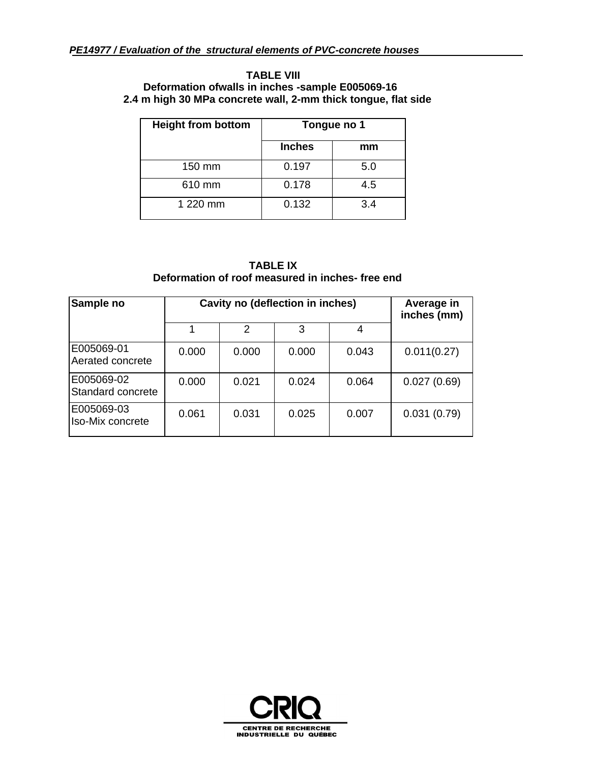**TABLE VIII**
**Deformation ofwalls in inches -sample E005069-16**
**2.4 m high 30 MPa concrete wall, 2-mm thick tongue, flat side**

| Height from bottom | Tongue no 1 | |
|---|---|---|
| | Inches | mm |
| 150 mm | 0.197 | 5.0 |
| 610 mm | 0.178 | 4.5 |
| 1 220 mm | 0.132 | 3.4 |

**TABLE IX**
**Deformation of roof measured in inches- free end**

| Sample no | Cavity no (deflection in inches) | | | | Average in inches (mm) |
|---|---|---|---|---|---|
| | 1 | 2 | 3 | 4 | |
| E005069-01 Aerated concrete | 0.000 | 0.000 | 0.000 | 0.043 | 0.011(0.27) |
| E005069-02 Standard concrete | 0.000 | 0.021 | 0.024 | 0.064 | 0.027 (0.69) |
| E005069-03 Iso-Mix concrete | 0.061 | 0.031 | 0.025 | 0.007 | 0.031 (0.79) |

CRIQ
CENTRE DE RECHERCHE INDUSTRIELLE DU QUÉBEC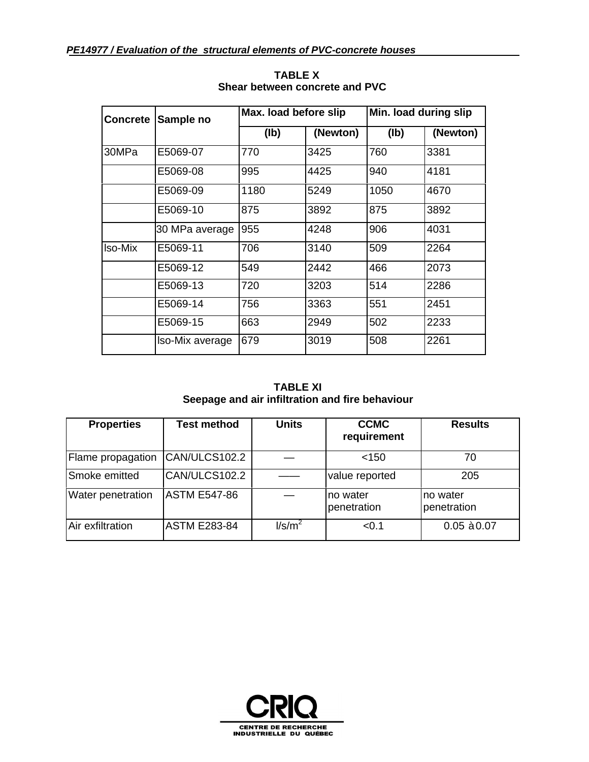**TABLE X**
**Shear between concrete and PVC**

| Concrete | Sample no | Max. load before slip | | Min. load during slip | |
|---|---|---|---|---|---|
| | | (lb) | (Newton) | (lb) | (Newton) |
| 30MPa | E5069-07 | 770 | 3425 | 760 | 3381 |
| | E5069-08 | 995 | 4425 | 940 | 4181 |
| | E5069-09 | 1180 | 5249 | 1050 | 4670 |
| | E5069-10 | 875 | 3892 | 875 | 3892 |
| | 30 MPa average | 955 | 4248 | 906 | 4031 |
| Iso-Mix | E5069-11 | 706 | 3140 | 509 | 2264 |
| | E5069-12 | 549 | 2442 | 466 | 2073 |
| | E5069-13 | 720 | 3203 | 514 | 2286 |
| | E5069-14 | 756 | 3363 | 551 | 2451 |
| | E5069-15 | 663 | 2949 | 502 | 2233 |
| | Iso-Mix average | 679 | 3019 | 508 | 2261 |

**TABLE XI**
**Seepage and air infiltration and fire behaviour**

| Properties | Test method | Units | CCMC requirement | Results |
|---|---|---|---|---|
| Flame propagation | CAN/ULCS102.2 | — | <150 | 70 |
| Smoke emitted | CAN/ULCS102.2 | —— | value reported | 205 |
| Water penetration | ASTM E547-86 | — | no water penetration | no water penetration |
| Air exfiltration | ASTM E283-84 | $l/s/m^2$ | <0.1 | 0.05 à 0.07 |